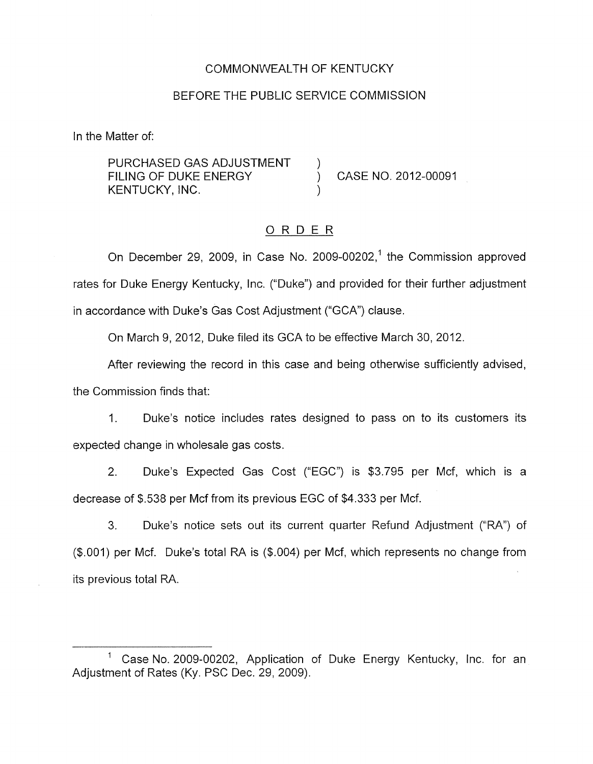COMMONWEALTH OF KENTUCKY

BEFORE THE PUBLIC SERVICE COMMISSION

In the Matter of:

| | | |
|---|---|---|
| PURCHASED GAS ADJUSTMENT FILING OF DUKE ENERGY KENTUCKY, INC. | ) ) ) | CASE NO. 2012-00091 |

ORDER

On December 29, 2009, in Case No. 2009-00202,[1] the Commission approved rates for Duke Energy Kentucky, Inc. ("Duke") and provided for their further adjustment in accordance with Duke's Gas Cost Adjustment ("GCA") clause.

On March 9, 2012, Duke filed its GCA to be effective March 30, 2012.

After reviewing the record in this case and being otherwise sufficiently advised, the Commission finds that:

1. Duke's notice includes rates designed to pass on to its customers its expected change in wholesale gas costs.

2. Duke's Expected Gas Cost ("EGC") is $3.795 per Mcf, which is a decrease of $.538 per Mcf from its previous EGC of $4.333 per Mcf.

3. Duke's notice sets out its current quarter Refund Adjustment ("RA") of ($.001) per Mcf. Duke's total RA is ($.004) per Mcf, which represents no change from its previous total RA.

---

[1] Case No. 2009-00202, Application of Duke Energy Kentucky, Inc. for an Adjustment of Rates (Ky. PSC Dec. 29, 2009).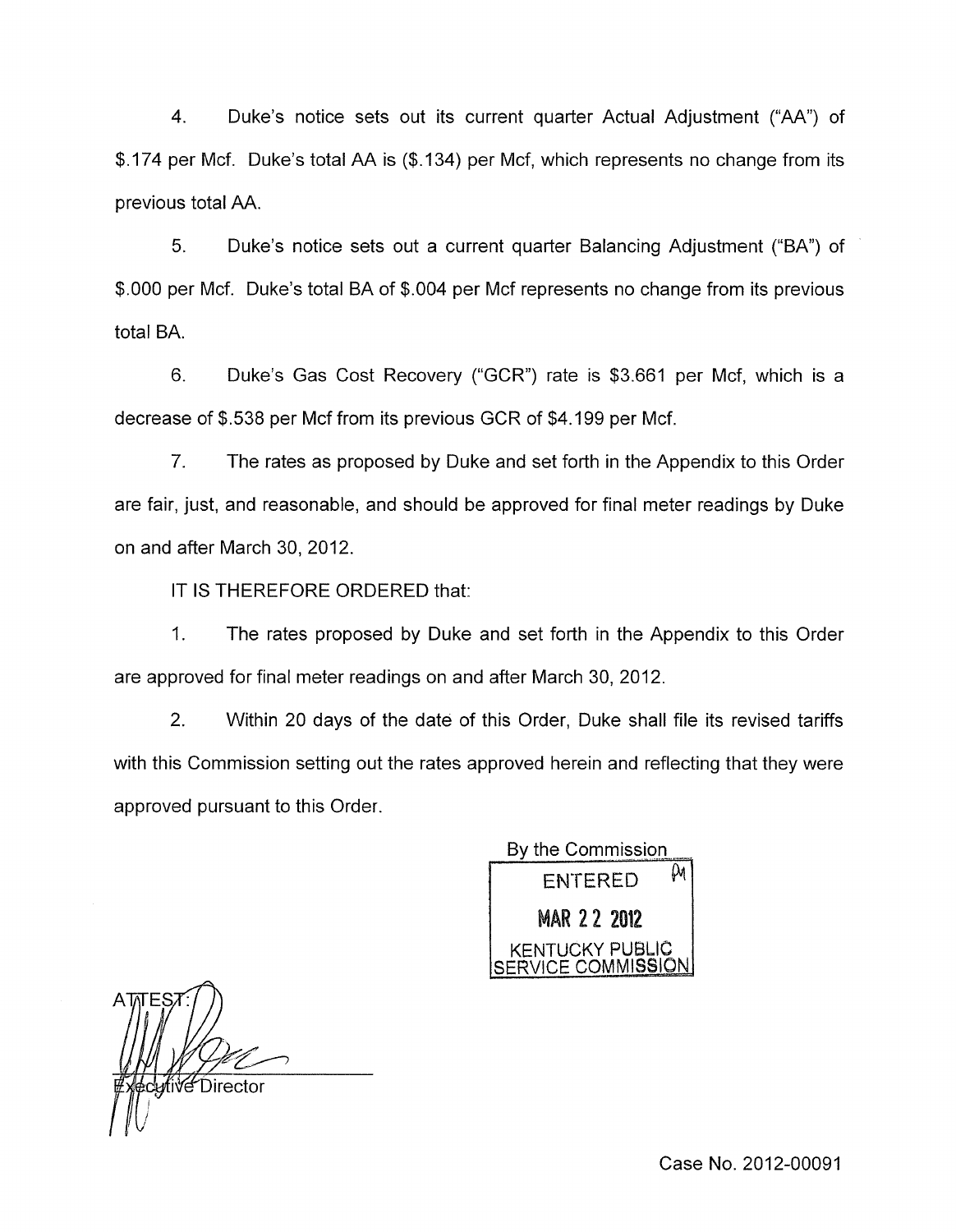4. Duke's notice sets out its current quarter Actual Adjustment ("AA") of $.174 per Mcf. Duke's total AA is ($.134) per Mcf, which represents no change from its previous total AA.

5. Duke's notice sets out a current quarter Balancing Adjustment ("BA") of $.000 per Mcf. Duke's total BA of $.004 per Mcf represents no change from its previous total BA.

6. Duke's Gas Cost Recovery ("GCR") rate is $3.661 per Mcf, which is a decrease of $.538 per Mcf from its previous GCR of $4.199 per Mcf.

7. The rates as proposed by Duke and set forth in the Appendix to this Order are fair, just, and reasonable, and should be approved for final meter readings by Duke on and after March 30, 2012.

IT IS THEREFORE ORDERED that:

1. The rates proposed by Duke and set forth in the Appendix to this Order are approved for final meter readings on and after March 30, 2012.

2. Within 20 days of the date of this Order, Duke shall file its revised tariffs with this Commission setting out the rates approved herein and reflecting that they were approved pursuant to this Order.

By the Commission

ENTERED
MAR 22 2012
KENTUCKY PUBLIC SERVICE COMMISSION

ATTEST:

Executive Director

Case No. 2012-00091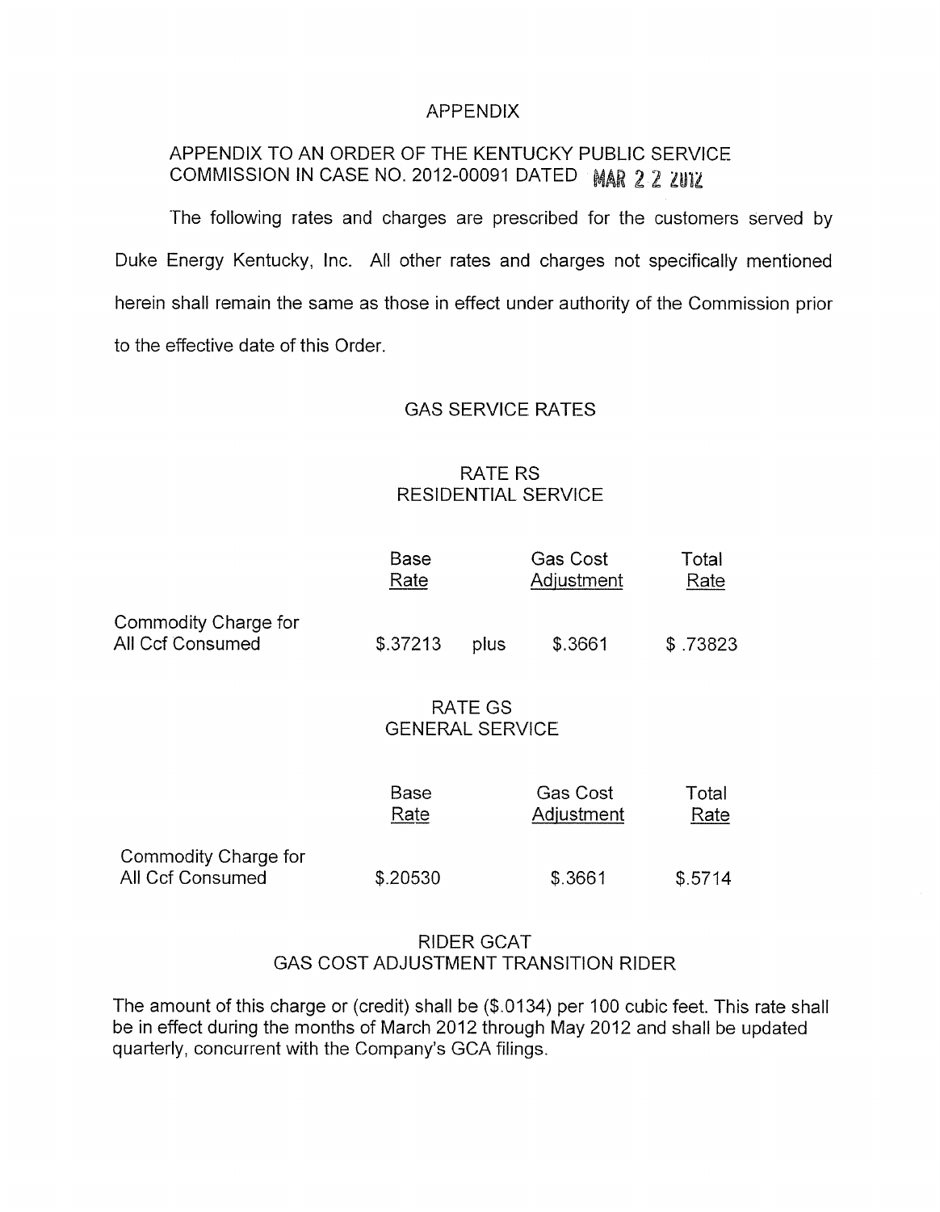# APPENDIX

## APPENDIX TO AN ORDER OF THE KENTUCKY PUBLIC SERVICE COMMISSION IN CASE NO. 2012-00091 DATED MAR 2 2 2012

The following rates and charges are prescribed for the customers served by Duke Energy Kentucky, Inc. All other rates and charges not specifically mentioned herein shall remain the same as those in effect under authority of the Commission prior to the effective date of this Order.

## GAS SERVICE RATES

### RATE RS
### RESIDENTIAL SERVICE

| | Base Rate | | Gas Cost Adjustment | Total Rate |
|---|---|---|---|---|
| Commodity Charge for All Ccf Consumed | $.37213 | plus | $.3661 | $ .73823 |

### RATE GS
### GENERAL SERVICE

| | Base Rate | Gas Cost Adjustment | Total Rate |
|---|---|---|---|
| Commodity Charge for All Ccf Consumed | $.20530 | $.3661 | $.5714 |

### RIDER GCAT
### GAS COST ADJUSTMENT TRANSITION RIDER

The amount of this charge or (credit) shall be ($.0134) per 100 cubic feet. This rate shall be in effect during the months of March 2012 through May 2012 and shall be updated quarterly, concurrent with the Company's GCA filings.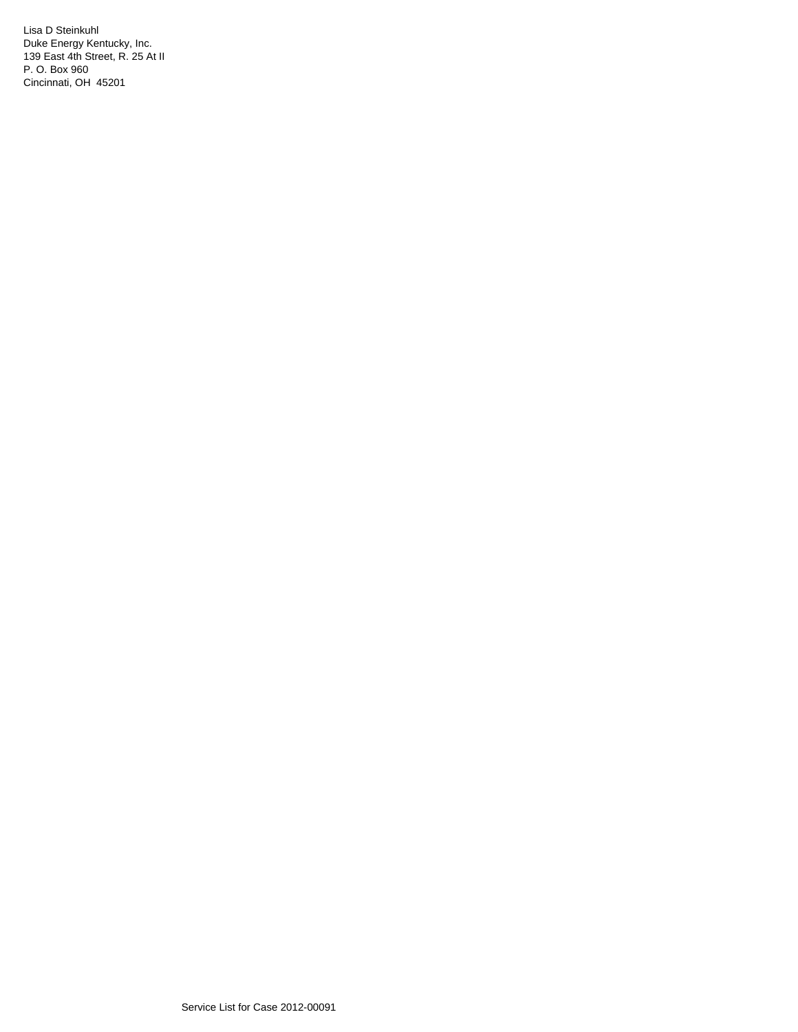Lisa D Steinkuhl
Duke Energy Kentucky, Inc.
139 East 4th Street, R. 25 At II
P. O. Box 960
Cincinnati, OH  45201